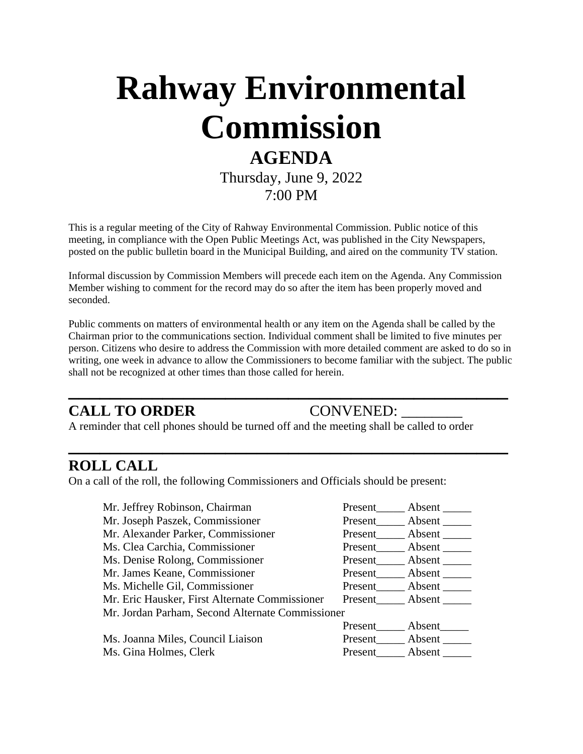# Rahway Environmental Commission

## AGENDA

Thursday, June 9, 2022
7:00 PM

This is a regular meeting of the City of Rahway Environmental Commission. Public notice of this meeting, in compliance with the Open Public Meetings Act, was published in the City Newspapers, posted on the public bulletin board in the Municipal Building, and aired on the community TV station.

Informal discussion by Commission Members will precede each item on the Agenda. Any Commission Member wishing to comment for the record may do so after the item has been properly moved and seconded.

Public comments on matters of environmental health or any item on the Agenda shall be called by the Chairman prior to the communications section. Individual comment shall be limited to five minutes per person. Citizens who desire to address the Commission with more detailed comment are asked to do so in writing, one week in advance to allow the Commissioners to become familiar with the subject. The public shall not be recognized at other times than those called for herein.

---

## CALL TO ORDER CONVENED: ________

A reminder that cell phones should be turned off and the meeting shall be called to order

---

## ROLL CALL

On a call of the roll, the following Commissioners and Officials should be present:

| | | |
|---|---|---|
| Mr. Jeffrey Robinson, Chairman | Present_____ | Absent _____ |
| Mr. Joseph Paszek, Commissioner | Present_____ | Absent _____ |
| Mr. Alexander Parker, Commissioner | Present_____ | Absent _____ |
| Ms. Clea Carchia, Commissioner | Present_____ | Absent _____ |
| Ms. Denise Rolong, Commissioner | Present_____ | Absent _____ |
| Mr. James Keane, Commissioner | Present_____ | Absent _____ |
| Ms. Michelle Gil, Commissioner | Present_____ | Absent _____ |
| Mr. Eric Hausker, First Alternate Commissioner | Present_____ | Absent _____ |
| Mr. Jordan Parham, Second Alternate Commissioner | Present_____ | Absent_____ |
| Ms. Joanna Miles, Council Liaison | Present_____ | Absent _____ |
| Ms. Gina Holmes, Clerk | Present_____ | Absent _____ |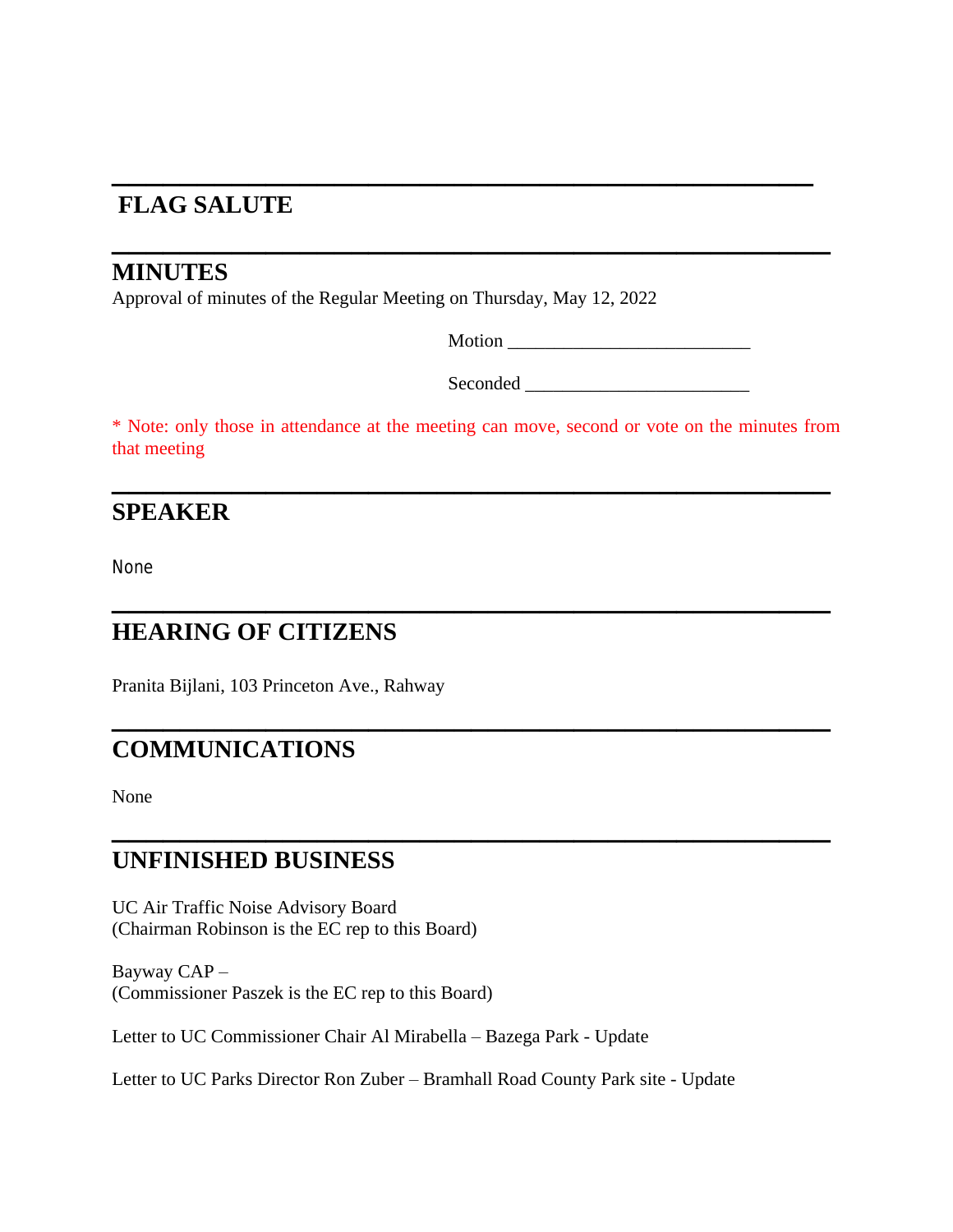## FLAG SALUTE

## MINUTES

Approval of minutes of the Regular Meeting on Thursday, May 12, 2022

Motion ___________________________

Seconded _________________________

* Note: only those in attendance at the meeting can move, second or vote on the minutes from that meeting

## SPEAKER

None

## HEARING OF CITIZENS

Pranita Bijlani, 103 Princeton Ave., Rahway

## COMMUNICATIONS

None

## UNFINISHED BUSINESS

UC Air Traffic Noise Advisory Board
(Chairman Robinson is the EC rep to this Board)

Bayway CAP –
(Commissioner Paszek is the EC rep to this Board)

Letter to UC Commissioner Chair Al Mirabella – Bazega Park - Update

Letter to UC Parks Director Ron Zuber – Bramhall Road County Park site - Update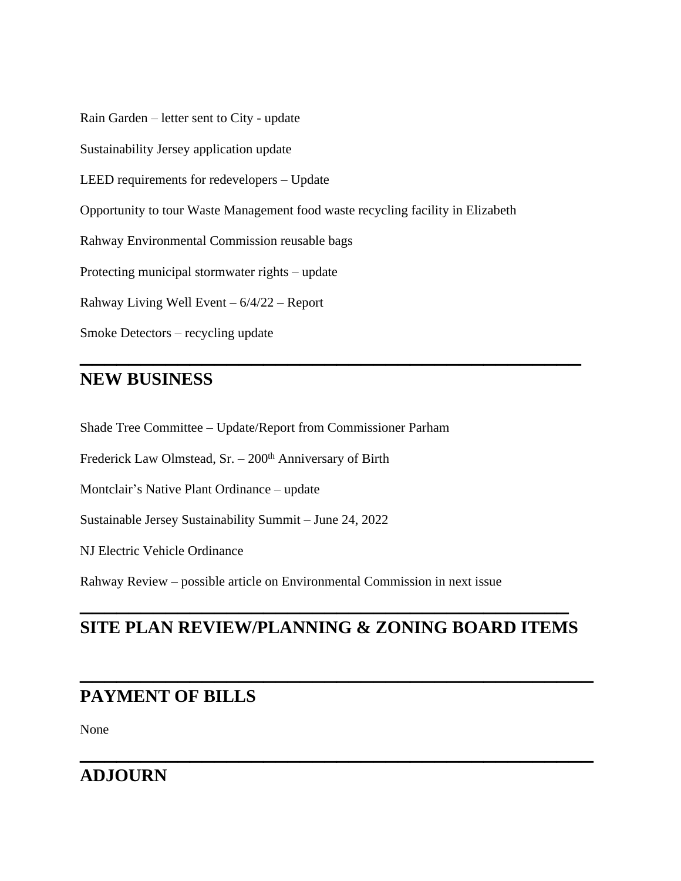Rain Garden – letter sent to City - update

Sustainability Jersey application update

LEED requirements for redevelopers – Update

Opportunity to tour Waste Management food waste recycling facility in Elizabeth

Rahway Environmental Commission reusable bags

Protecting municipal stormwater rights – update

Rahway Living Well Event – 6/4/22 – Report

Smoke Detectors – recycling update

## NEW BUSINESS

Shade Tree Committee – Update/Report from Commissioner Parham

Frederick Law Olmstead, Sr. – 200th Anniversary of Birth

Montclair's Native Plant Ordinance – update

Sustainable Jersey Sustainability Summit – June 24, 2022

NJ Electric Vehicle Ordinance

Rahway Review – possible article on Environmental Commission in next issue

## SITE PLAN REVIEW/PLANNING & ZONING BOARD ITEMS

## PAYMENT OF BILLS

None

## ADJOURN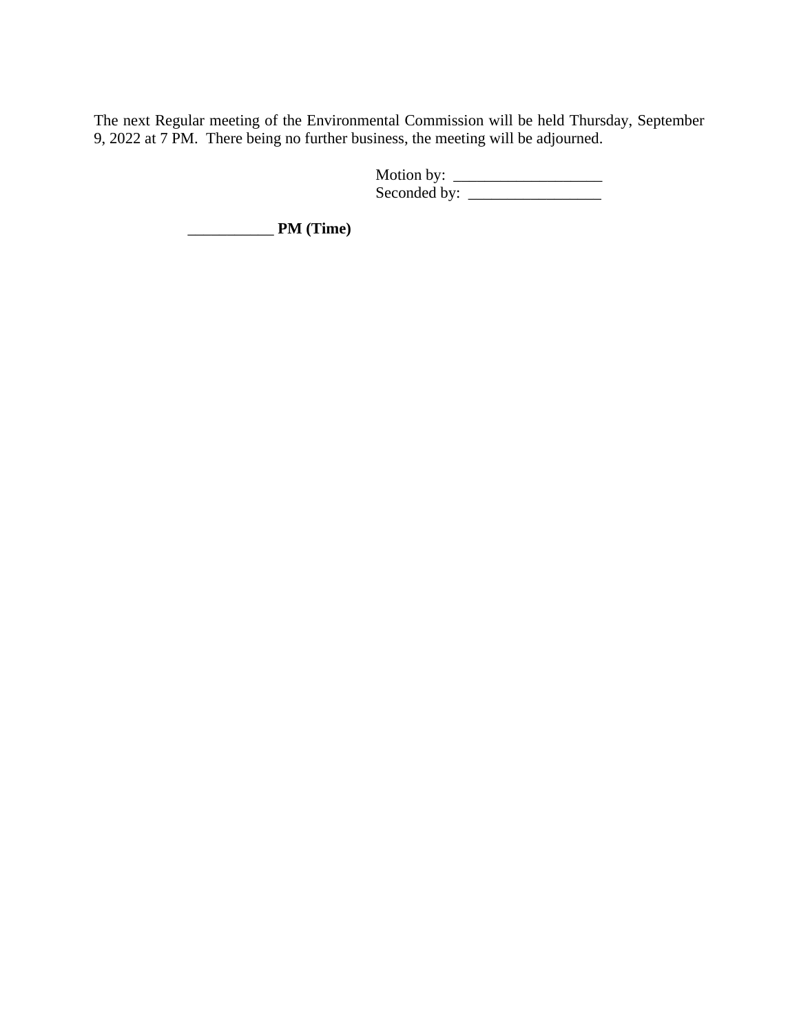The next Regular meeting of the Environmental Commission will be held Thursday, September 9, 2022 at 7 PM. There being no further business, the meeting will be adjourned.

Motion by: ___________________
Seconded by: _________________

___________ **PM (Time)**